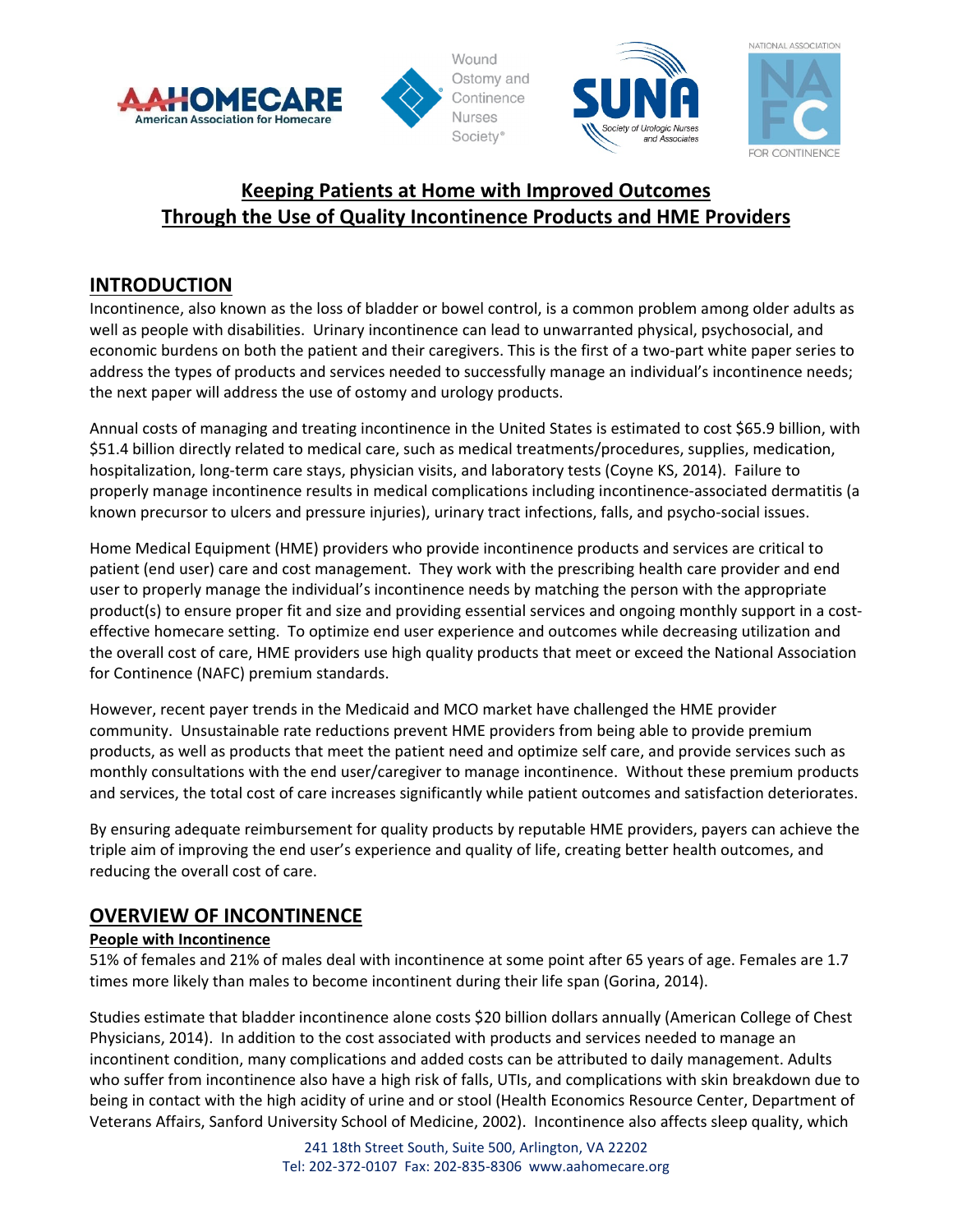# Keeping Patients at Home with Improved Outcomes Through the Use of Quality Incontinence Products and HME Providers

## INTRODUCTION

Incontinence, also known as the loss of bladder or bowel control, is a common problem among older adults as well as people with disabilities. Urinary incontinence can lead to unwarranted physical, psychosocial, and economic burdens on both the patient and their caregivers. This is the first of a two-part white paper series to address the types of products and services needed to successfully manage an individual's incontinence needs; the next paper will address the use of ostomy and urology products.

Annual costs of managing and treating incontinence in the United States is estimated to cost $65.9 billion, with $51.4 billion directly related to medical care, such as medical treatments/procedures, supplies, medication, hospitalization, long-term care stays, physician visits, and laboratory tests (Coyne KS, 2014). Failure to properly manage incontinence results in medical complications including incontinence-associated dermatitis (a known precursor to ulcers and pressure injuries), urinary tract infections, falls, and psycho-social issues.

Home Medical Equipment (HME) providers who provide incontinence products and services are critical to patient (end user) care and cost management. They work with the prescribing health care provider and end user to properly manage the individual's incontinence needs by matching the person with the appropriate product(s) to ensure proper fit and size and providing essential services and ongoing monthly support in a cost-effective homecare setting. To optimize end user experience and outcomes while decreasing utilization and the overall cost of care, HME providers use high quality products that meet or exceed the National Association for Continence (NAFC) premium standards.

However, recent payer trends in the Medicaid and MCO market have challenged the HME provider community. Unsustainable rate reductions prevent HME providers from being able to provide premium products, as well as products that meet the patient need and optimize self care, and provide services such as monthly consultations with the end user/caregiver to manage incontinence. Without these premium products and services, the total cost of care increases significantly while patient outcomes and satisfaction deteriorates.

By ensuring adequate reimbursement for quality products by reputable HME providers, payers can achieve the triple aim of improving the end user's experience and quality of life, creating better health outcomes, and reducing the overall cost of care.

## OVERVIEW OF INCONTINENCE

### People with Incontinence

51% of females and 21% of males deal with incontinence at some point after 65 years of age. Females are 1.7 times more likely than males to become incontinent during their life span (Gorina, 2014).

Studies estimate that bladder incontinence alone costs $20 billion dollars annually (American College of Chest Physicians, 2014). In addition to the cost associated with products and services needed to manage an incontinent condition, many complications and added costs can be attributed to daily management. Adults who suffer from incontinence also have a high risk of falls, UTIs, and complications with skin breakdown due to being in contact with the high acidity of urine and or stool (Health Economics Resource Center, Department of Veterans Affairs, Sanford University School of Medicine, 2002). Incontinence also affects sleep quality, which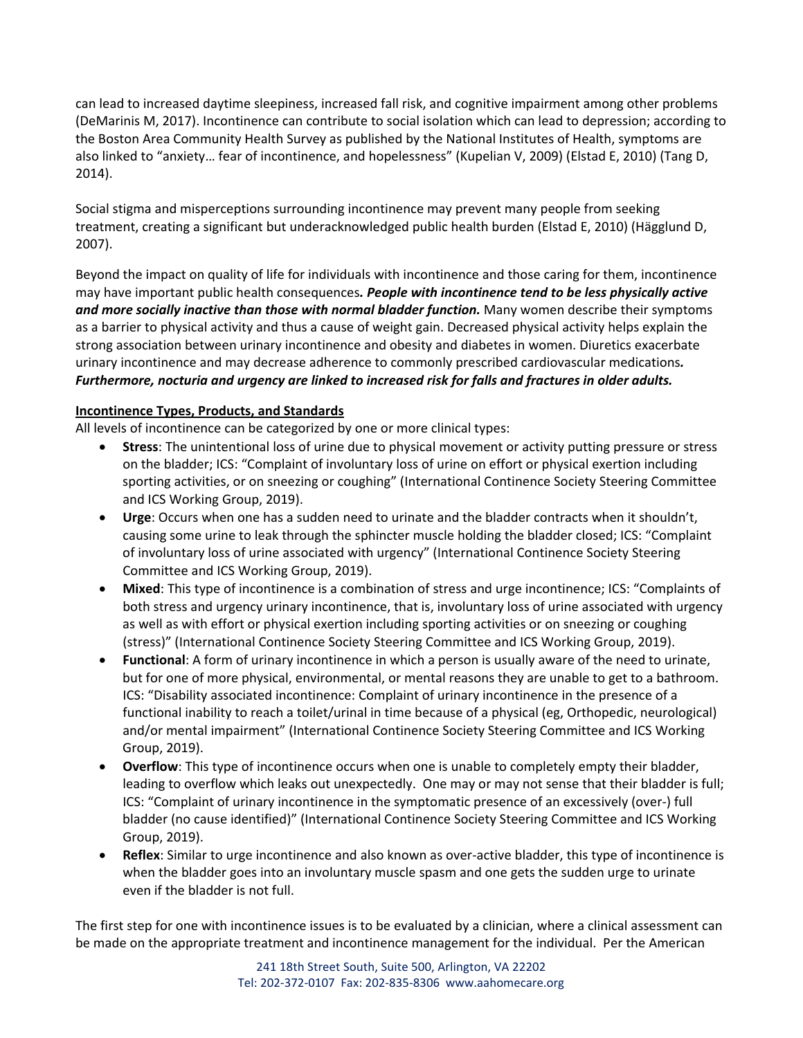can lead to increased daytime sleepiness, increased fall risk, and cognitive impairment among other problems (DeMarinis M, 2017). Incontinence can contribute to social isolation which can lead to depression; according to the Boston Area Community Health Survey as published by the National Institutes of Health, symptoms are also linked to "anxiety… fear of incontinence, and hopelessness" (Kupelian V, 2009) (Elstad E, 2010) (Tang D, 2014).

Social stigma and misperceptions surrounding incontinence may prevent many people from seeking treatment, creating a significant but underacknowledged public health burden (Elstad E, 2010) (Hägglund D, 2007).

Beyond the impact on quality of life for individuals with incontinence and those caring for them, incontinence may have important public health consequences***. People with incontinence tend to be less physically active and more socially inactive than those with normal bladder function.*** Many women describe their symptoms as a barrier to physical activity and thus a cause of weight gain. Decreased physical activity helps explain the strong association between urinary incontinence and obesity and diabetes in women. Diuretics exacerbate urinary incontinence and may decrease adherence to commonly prescribed cardiovascular medications***. Furthermore, nocturia and urgency are linked to increased risk for falls and fractures in older adults.***

**Incontinence Types, Products, and Standards**

All levels of incontinence can be categorized by one or more clinical types:

- **Stress**: The unintentional loss of urine due to physical movement or activity putting pressure or stress on the bladder; ICS: "Complaint of involuntary loss of urine on effort or physical exertion including sporting activities, or on sneezing or coughing" (International Continence Society Steering Committee and ICS Working Group, 2019).
- **Urge**: Occurs when one has a sudden need to urinate and the bladder contracts when it shouldn't, causing some urine to leak through the sphincter muscle holding the bladder closed; ICS: "Complaint of involuntary loss of urine associated with urgency" (International Continence Society Steering Committee and ICS Working Group, 2019).
- **Mixed**: This type of incontinence is a combination of stress and urge incontinence; ICS: "Complaints of both stress and urgency urinary incontinence, that is, involuntary loss of urine associated with urgency as well as with effort or physical exertion including sporting activities or on sneezing or coughing (stress)" (International Continence Society Steering Committee and ICS Working Group, 2019).
- **Functional**: A form of urinary incontinence in which a person is usually aware of the need to urinate, but for one of more physical, environmental, or mental reasons they are unable to get to a bathroom. ICS: "Disability associated incontinence: Complaint of urinary incontinence in the presence of a functional inability to reach a toilet/urinal in time because of a physical (eg, Orthopedic, neurological) and/or mental impairment" (International Continence Society Steering Committee and ICS Working Group, 2019).
- **Overflow**: This type of incontinence occurs when one is unable to completely empty their bladder, leading to overflow which leaks out unexpectedly. One may or may not sense that their bladder is full; ICS: "Complaint of urinary incontinence in the symptomatic presence of an excessively (over-) full bladder (no cause identified)" (International Continence Society Steering Committee and ICS Working Group, 2019).
- **Reflex**: Similar to urge incontinence and also known as over-active bladder, this type of incontinence is when the bladder goes into an involuntary muscle spasm and one gets the sudden urge to urinate even if the bladder is not full.

The first step for one with incontinence issues is to be evaluated by a clinician, where a clinical assessment can be made on the appropriate treatment and incontinence management for the individual. Per the American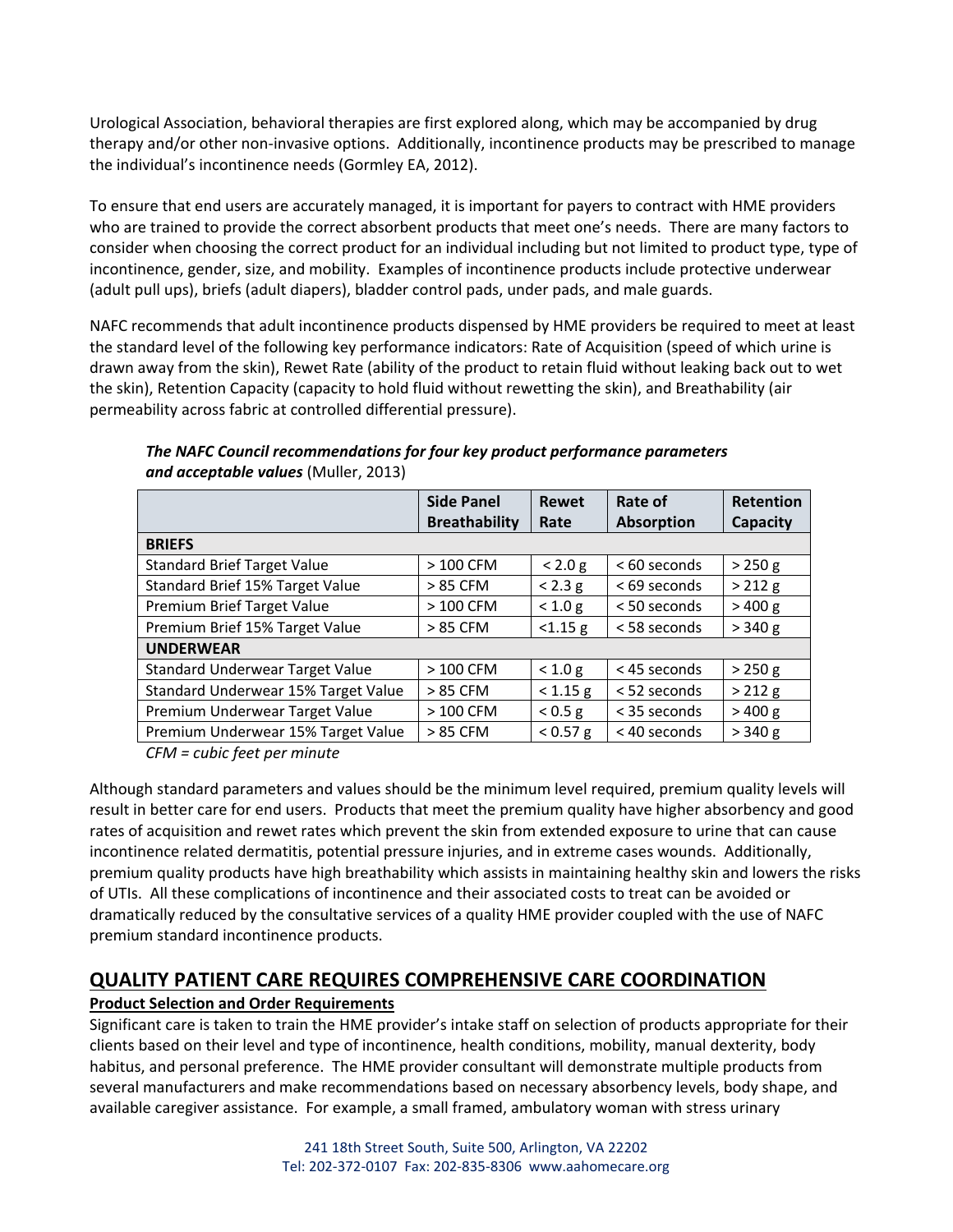Urological Association, behavioral therapies are first explored along, which may be accompanied by drug therapy and/or other non-invasive options. Additionally, incontinence products may be prescribed to manage the individual's incontinence needs (Gormley EA, 2012).

To ensure that end users are accurately managed, it is important for payers to contract with HME providers who are trained to provide the correct absorbent products that meet one's needs. There are many factors to consider when choosing the correct product for an individual including but not limited to product type, type of incontinence, gender, size, and mobility. Examples of incontinence products include protective underwear (adult pull ups), briefs (adult diapers), bladder control pads, under pads, and male guards.

NAFC recommends that adult incontinence products dispensed by HME providers be required to meet at least the standard level of the following key performance indicators: Rate of Acquisition (speed of which urine is drawn away from the skin), Rewet Rate (ability of the product to retain fluid without leaking back out to wet the skin), Retention Capacity (capacity to hold fluid without rewetting the skin), and Breathability (air permeability across fabric at controlled differential pressure).

***The NAFC Council recommendations for four key product performance parameters and acceptable values*** (Muller, 2013)

| | Side Panel Breathability | Rewet Rate | Rate of Absorption | Retention Capacity |
|---|---|---|---|---|
| **BRIEFS** | | | | |
| Standard Brief Target Value | > 100 CFM | < 2.0 g | < 60 seconds | > 250 g |
| Standard Brief 15% Target Value | > 85 CFM | < 2.3 g | < 69 seconds | > 212 g |
| Premium Brief Target Value | > 100 CFM | < 1.0 g | < 50 seconds | > 400 g |
| Premium Brief 15% Target Value | > 85 CFM | <1.15 g | < 58 seconds | > 340 g |
| **UNDERWEAR** | | | | |
| Standard Underwear Target Value | > 100 CFM | < 1.0 g | < 45 seconds | > 250 g |
| Standard Underwear 15% Target Value | > 85 CFM | < 1.15 g | < 52 seconds | > 212 g |
| Premium Underwear Target Value | > 100 CFM | < 0.5 g | < 35 seconds | > 400 g |
| Premium Underwear 15% Target Value | > 85 CFM | < 0.57 g | < 40 seconds | > 340 g |

*CFM = cubic feet per minute*

Although standard parameters and values should be the minimum level required, premium quality levels will result in better care for end users. Products that meet the premium quality have higher absorbency and good rates of acquisition and rewet rates which prevent the skin from extended exposure to urine that can cause incontinence related dermatitis, potential pressure injuries, and in extreme cases wounds. Additionally, premium quality products have high breathability which assists in maintaining healthy skin and lowers the risks of UTIs. All these complications of incontinence and their associated costs to treat can be avoided or dramatically reduced by the consultative services of a quality HME provider coupled with the use of NAFC premium standard incontinence products.

## QUALITY PATIENT CARE REQUIRES COMPREHENSIVE CARE COORDINATION

**Product Selection and Order Requirements**

Significant care is taken to train the HME provider's intake staff on selection of products appropriate for their clients based on their level and type of incontinence, health conditions, mobility, manual dexterity, body habitus, and personal preference. The HME provider consultant will demonstrate multiple products from several manufacturers and make recommendations based on necessary absorbency levels, body shape, and available caregiver assistance. For example, a small framed, ambulatory woman with stress urinary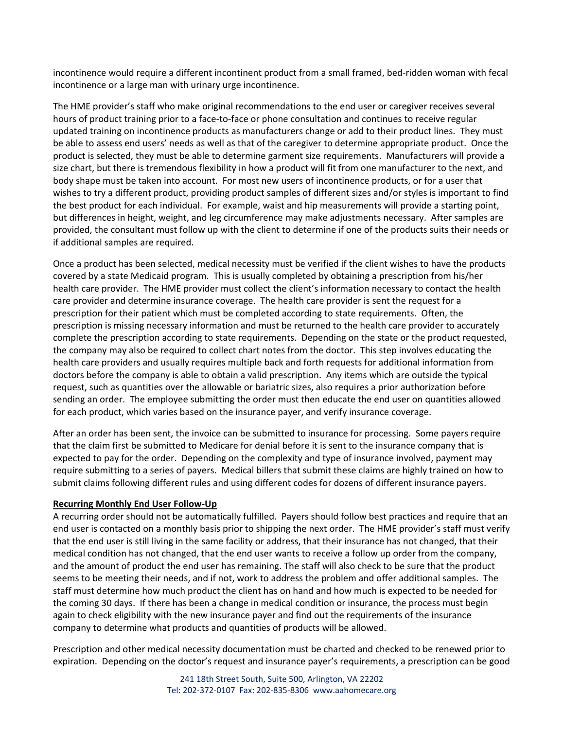incontinence would require a different incontinent product from a small framed, bed-ridden woman with fecal incontinence or a large man with urinary urge incontinence.

The HME provider's staff who make original recommendations to the end user or caregiver receives several hours of product training prior to a face-to-face or phone consultation and continues to receive regular updated training on incontinence products as manufacturers change or add to their product lines. They must be able to assess end users' needs as well as that of the caregiver to determine appropriate product. Once the product is selected, they must be able to determine garment size requirements. Manufacturers will provide a size chart, but there is tremendous flexibility in how a product will fit from one manufacturer to the next, and body shape must be taken into account. For most new users of incontinence products, or for a user that wishes to try a different product, providing product samples of different sizes and/or styles is important to find the best product for each individual. For example, waist and hip measurements will provide a starting point, but differences in height, weight, and leg circumference may make adjustments necessary. After samples are provided, the consultant must follow up with the client to determine if one of the products suits their needs or if additional samples are required.

Once a product has been selected, medical necessity must be verified if the client wishes to have the products covered by a state Medicaid program. This is usually completed by obtaining a prescription from his/her health care provider. The HME provider must collect the client's information necessary to contact the health care provider and determine insurance coverage. The health care provider is sent the request for a prescription for their patient which must be completed according to state requirements. Often, the prescription is missing necessary information and must be returned to the health care provider to accurately complete the prescription according to state requirements. Depending on the state or the product requested, the company may also be required to collect chart notes from the doctor. This step involves educating the health care providers and usually requires multiple back and forth requests for additional information from doctors before the company is able to obtain a valid prescription. Any items which are outside the typical request, such as quantities over the allowable or bariatric sizes, also requires a prior authorization before sending an order. The employee submitting the order must then educate the end user on quantities allowed for each product, which varies based on the insurance payer, and verify insurance coverage.

After an order has been sent, the invoice can be submitted to insurance for processing. Some payers require that the claim first be submitted to Medicare for denial before it is sent to the insurance company that is expected to pay for the order. Depending on the complexity and type of insurance involved, payment may require submitting to a series of payers. Medical billers that submit these claims are highly trained on how to submit claims following different rules and using different codes for dozens of different insurance payers.

**Recurring Monthly End User Follow-Up**

A recurring order should not be automatically fulfilled. Payers should follow best practices and require that an end user is contacted on a monthly basis prior to shipping the next order. The HME provider's staff must verify that the end user is still living in the same facility or address, that their insurance has not changed, that their medical condition has not changed, that the end user wants to receive a follow up order from the company, and the amount of product the end user has remaining. The staff will also check to be sure that the product seems to be meeting their needs, and if not, work to address the problem and offer additional samples. The staff must determine how much product the client has on hand and how much is expected to be needed for the coming 30 days. If there has been a change in medical condition or insurance, the process must begin again to check eligibility with the new insurance payer and find out the requirements of the insurance company to determine what products and quantities of products will be allowed.

Prescription and other medical necessity documentation must be charted and checked to be renewed prior to expiration. Depending on the doctor's request and insurance payer's requirements, a prescription can be good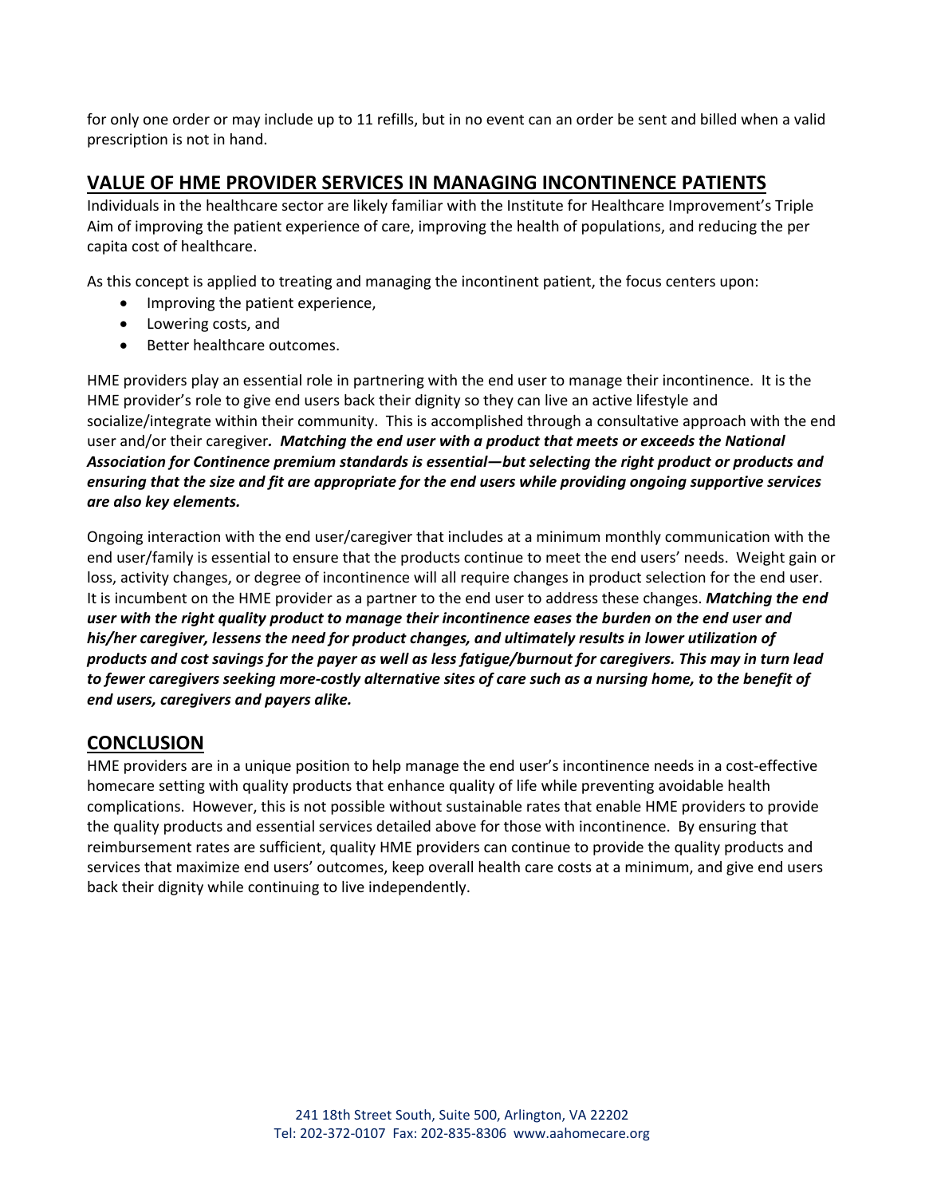for only one order or may include up to 11 refills, but in no event can an order be sent and billed when a valid prescription is not in hand.

## VALUE OF HME PROVIDER SERVICES IN MANAGING INCONTINENCE PATIENTS

Individuals in the healthcare sector are likely familiar with the Institute for Healthcare Improvement's Triple Aim of improving the patient experience of care, improving the health of populations, and reducing the per capita cost of healthcare.

As this concept is applied to treating and managing the incontinent patient, the focus centers upon:

- Improving the patient experience,
- Lowering costs, and
- Better healthcare outcomes.

HME providers play an essential role in partnering with the end user to manage their incontinence. It is the HME provider's role to give end users back their dignity so they can live an active lifestyle and socialize/integrate within their community. This is accomplished through a consultative approach with the end user and/or their caregiver***. Matching the end user with a product that meets or exceeds the National Association for Continence premium standards is essential—but selecting the right product or products and ensuring that the size and fit are appropriate for the end users while providing ongoing supportive services are also key elements.***

Ongoing interaction with the end user/caregiver that includes at a minimum monthly communication with the end user/family is essential to ensure that the products continue to meet the end users' needs. Weight gain or loss, activity changes, or degree of incontinence will all require changes in product selection for the end user. It is incumbent on the HME provider as a partner to the end user to address these changes. ***Matching the end user with the right quality product to manage their incontinence eases the burden on the end user and his/her caregiver, lessens the need for product changes, and ultimately results in lower utilization of products and cost savings for the payer as well as less fatigue/burnout for caregivers. This may in turn lead to fewer caregivers seeking more-costly alternative sites of care such as a nursing home, to the benefit of end users, caregivers and payers alike.***

## CONCLUSION

HME providers are in a unique position to help manage the end user's incontinence needs in a cost-effective homecare setting with quality products that enhance quality of life while preventing avoidable health complications. However, this is not possible without sustainable rates that enable HME providers to provide the quality products and essential services detailed above for those with incontinence. By ensuring that reimbursement rates are sufficient, quality HME providers can continue to provide the quality products and services that maximize end users' outcomes, keep overall health care costs at a minimum, and give end users back their dignity while continuing to live independently.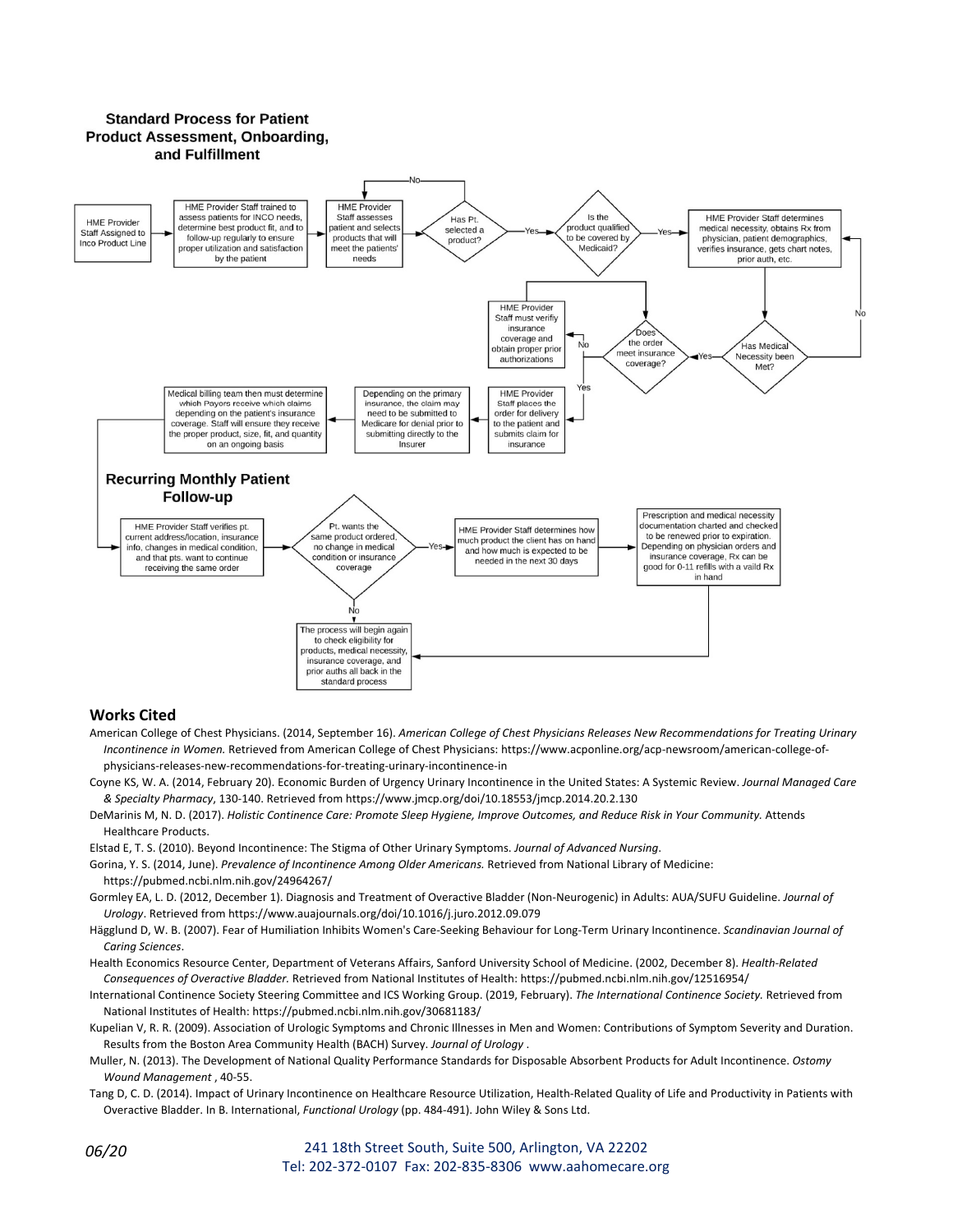### Standard Process for Patient Product Assessment, Onboarding, and Fulfillment

HME Provider Staff Assigned to Inco Product Line

HME Provider Staff trained to assess patients for INCO needs, determine best product fit, and to follow-up regularly to ensure proper utilization and satisfaction by the patient

HME Provider Staff assesses patient and selects products that will meet the patients' needs

Has Pt. selected a product?

No

Yes

Is the product qualified to be covered by Medicaid?

Yes

HME Provider Staff determines medical necessity, obtains Rx from physician, patient demographics, verifies insurance, gets chart notes, prior auth, etc.

Has Medical Necessity been Met?

No

Yes

Does the order meet insurance coverage?

No

HME Provider Staff must verify insurance coverage and obtain proper prior authorizations

Yes

HME Provider Staff places the order for delivery to the patient and submits claim for insurance

Depending on the primary insurance, the claim may need to be submitted to Medicare for denial prior to submitting directly to the Insurer

Medical billing team then must determine which Payors receive which claims depending on the patient's insurance coverage. Staff will ensure they receive the proper product, size, fit, and quantity on an ongoing basis

### Recurring Monthly Patient Follow-up

HME Provider Staff verifies pt. current address/location, insurance info, changes in medical condition, and that pts. want to continue receiving the same order

Pt. wants the same product ordered, no change in medical condition or insurance coverage

Yes

HME Provider Staff determines how much product the client has on hand and how much is expected to be needed in the next 30 days

Prescription and medical necessity documentation charted and checked to be renewed prior to expiration. Depending on physician orders and insurance coverage, Rx can be good for 0-11 refills with a vaild Rx in hand

No

The process will begin again to check eligibility for products, medical necessity, insurance coverage, and prior auths all back in the standard process

## Works Cited

American College of Chest Physicians. (2014, September 16). *American College of Chest Physicians Releases New Recommendations for Treating Urinary Incontinence in Women.* Retrieved from American College of Chest Physicians: https://www.acponline.org/acp-newsroom/american-college-of-physicians-releases-new-recommendations-for-treating-urinary-incontinence-in

Coyne KS, W. A. (2014, February 20). Economic Burden of Urgency Urinary Incontinence in the United States: A Systemic Review. *Journal Managed Care & Specialty Pharmacy*, 130-140. Retrieved from https://www.jmcp.org/doi/10.18553/jmcp.2014.20.2.130

DeMarinis M, N. D. (2017). *Holistic Continence Care: Promote Sleep Hygiene, Improve Outcomes, and Reduce Risk in Your Community.* Attends Healthcare Products.

Elstad E, T. S. (2010). Beyond Incontinence: The Stigma of Other Urinary Symptoms. *Journal of Advanced Nursing*.

Gorina, Y. S. (2014, June). *Prevalence of Incontinence Among Older Americans.* Retrieved from National Library of Medicine: https://pubmed.ncbi.nlm.nih.gov/24964267/

Gormley EA, L. D. (2012, December 1). Diagnosis and Treatment of Overactive Bladder (Non-Neurogenic) in Adults: AUA/SUFU Guideline. *Journal of Urology*. Retrieved from https://www.auajournals.org/doi/10.1016/j.juro.2012.09.079

Hägglund D, W. B. (2007). Fear of Humiliation Inhibits Women's Care-Seeking Behaviour for Long-Term Urinary Incontinence. *Scandinavian Journal of Caring Sciences*.

Health Economics Resource Center, Department of Veterans Affairs, Sanford University School of Medicine. (2002, December 8). *Health-Related Consequences of Overactive Bladder.* Retrieved from National Institutes of Health: https://pubmed.ncbi.nlm.nih.gov/12516954/

International Continence Society Steering Committee and ICS Working Group. (2019, February). *The International Continence Society.* Retrieved from National Institutes of Health: https://pubmed.ncbi.nlm.nih.gov/30681183/

Kupelian V, R. R. (2009). Association of Urologic Symptoms and Chronic Illnesses in Men and Women: Contributions of Symptom Severity and Duration. Results from the Boston Area Community Health (BACH) Survey. *Journal of Urology* .

Muller, N. (2013). The Development of National Quality Performance Standards for Disposable Absorbent Products for Adult Incontinence. *Ostomy Wound Management* , 40-55.

Tang D, C. D. (2014). Impact of Urinary Incontinence on Healthcare Resource Utilization, Health-Related Quality of Life and Productivity in Patients with Overactive Bladder. In B. International, *Functional Urology* (pp. 484-491). John Wiley & Sons Ltd.

06/20

241 18th Street South, Suite 500, Arlington, VA 22202
Tel: 202-372-0107 Fax: 202-835-8306 www.aahomecare.org